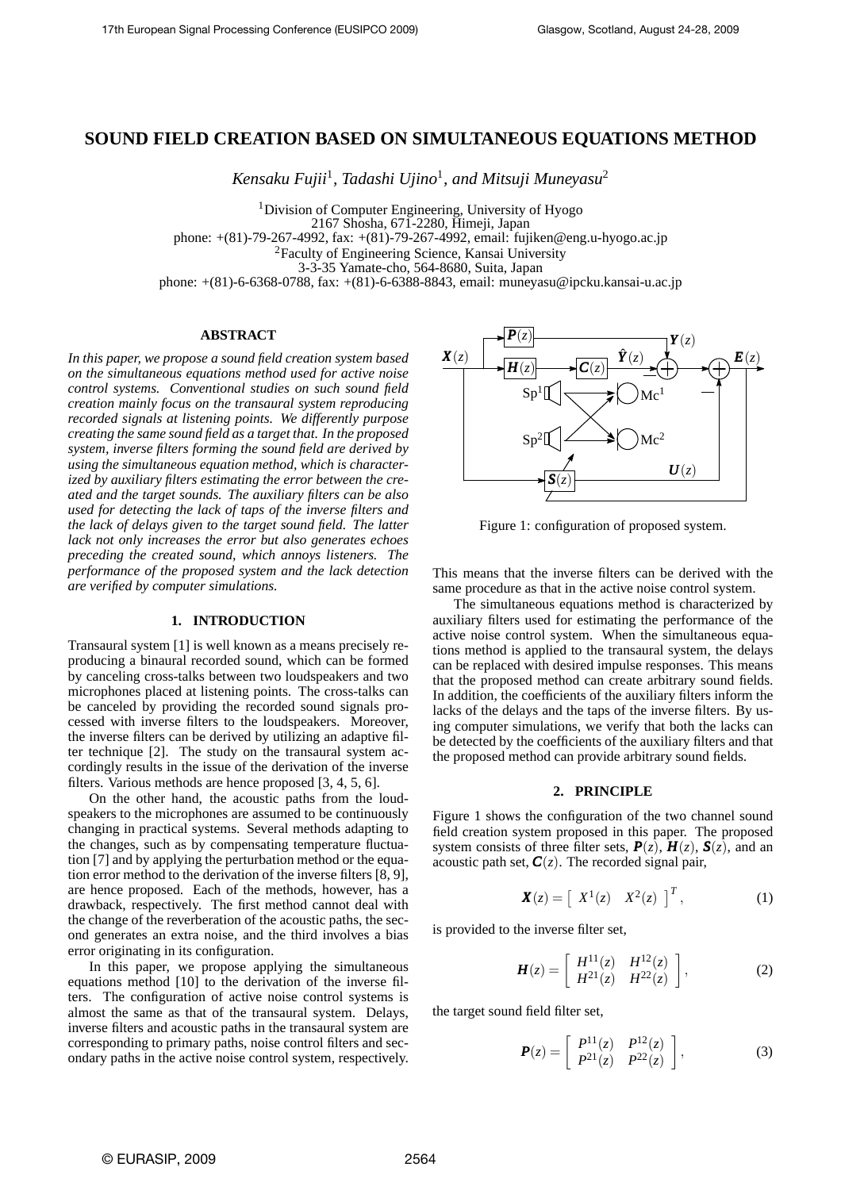# SOUND FIELD CREATION BASED ON SIMULTANEOUS EQUATIONS METHOD

*Kensaku Fujii*[1], *Tadashi Ujino*[1], *and Mitsuji Muneyasu*[2]

[1]Division of Computer Engineering, University of Hyogo
2167 Shosha, 671-2280, Himeji, Japan
phone: +(81)-79-267-4992, fax: +(81)-79-267-4992, email: fujiken@eng.u-hyogo.ac.jp
[2]Faculty of Engineering Science, Kansai University
3-3-35 Yamate-cho, 564-8680, Suita, Japan
phone: +(81)-6-6368-0788, fax: +(81)-6-6388-8843, email: muneyasu@ipcku.kansai-u.ac.jp

### ABSTRACT

*In this paper, we propose a sound field creation system based on the simultaneous equations method used for active noise control systems. Conventional studies on such sound field creation mainly focus on the transaural system reproducing recorded signals at listening points. We differently purpose creating the same sound field as a target that. In the proposed system, inverse filters forming the sound field are derived by using the simultaneous equation method, which is characterized by auxiliary filters estimating the error between the created and the target sounds. The auxiliary filters can be also used for detecting the lack of taps of the inverse filters and the lack of delays given to the target sound field. The latter lack not only increases the error but also generates echoes preceding the created sound, which annoys listeners. The performance of the proposed system and the lack detection are verified by computer simulations.*

## 1. INTRODUCTION

Transaural system [1] is well known as a means precisely reproducing a binaural recorded sound, which can be formed by canceling cross-talks between two loudspeakers and two microphones placed at listening points. The cross-talks can be canceled by providing the recorded sound signals processed with inverse filters to the loudspeakers. Moreover, the inverse filters can be derived by utilizing an adaptive filter technique [2]. The study on the transaural system accordingly results in the issue of the derivation of the inverse filters. Various methods are hence proposed [3, 4, 5, 6].

On the other hand, the acoustic paths from the loudspeakers to the microphones are assumed to be continuously changing in practical systems. Several methods adapting to the changes, such as by compensating temperature fluctuation [7] and by applying the perturbation method or the equation error method to the derivation of the inverse filters [8, 9], are hence proposed. Each of the methods, however, has a drawback, respectively. The first method cannot deal with the change of the reverberation of the acoustic paths, the second generates an extra noise, and the third involves a bias error originating in its configuration.

In this paper, we propose applying the simultaneous equations method [10] to the derivation of the inverse filters. The configuration of active noise control systems is almost the same as that of the transaural system. Delays, inverse filters and acoustic paths in the transaural system are corresponding to primary paths, noise control filters and secondary paths in the active noise control system, respectively.

$\boldsymbol{X}(z)$ $\boldsymbol{P}(z)$ $\boldsymbol{H}(z)$ $\boldsymbol{C}(z)$ $\hat{\boldsymbol{Y}}(z)$ $\boldsymbol{Y}(z)$ $\boldsymbol{E}(z)$
Sp[1] Mc[1]
Sp[2] Mc[2]
$\boldsymbol{S}(z)$ $\boldsymbol{U}(z)$

Figure 1: configuration of proposed system.

This means that the inverse filters can be derived with the same procedure as that in the active noise control system.

The simultaneous equations method is characterized by auxiliary filters used for estimating the performance of the active noise control system. When the simultaneous equations method is applied to the transaural system, the delays can be replaced with desired impulse responses. This means that the proposed method can create arbitrary sound fields. In addition, the coefficients of the auxiliary filters inform the lacks of the delays and the taps of the inverse filters. By using computer simulations, we verify that both the lacks can be detected by the coefficients of the auxiliary filters and that the proposed method can provide arbitrary sound fields.

## 2. PRINCIPLE

Figure 1 shows the configuration of the two channel sound field creation system proposed in this paper. The proposed system consists of three filter sets, $\boldsymbol{P}(z)$, $\boldsymbol{H}(z)$, $\boldsymbol{S}(z)$, and an acoustic path set, $\boldsymbol{C}(z)$. The recorded signal pair,

$$\boldsymbol{X}(z) = \left[ \begin{array}{cc} X^1(z) & X^2(z) \end{array} \right]^T, \tag{1}$$

is provided to the inverse filter set,

$$\boldsymbol{H}(z) = \left[ \begin{array}{cc} H^{11}(z) & H^{12}(z) \\ H^{21}(z) & H^{22}(z) \end{array} \right], \tag{2}$$

the target sound field filter set,

$$\boldsymbol{P}(z) = \left[ \begin{array}{cc} P^{11}(z) & P^{12}(z) \\ P^{21}(z) & P^{22}(z) \end{array} \right], \tag{3}$$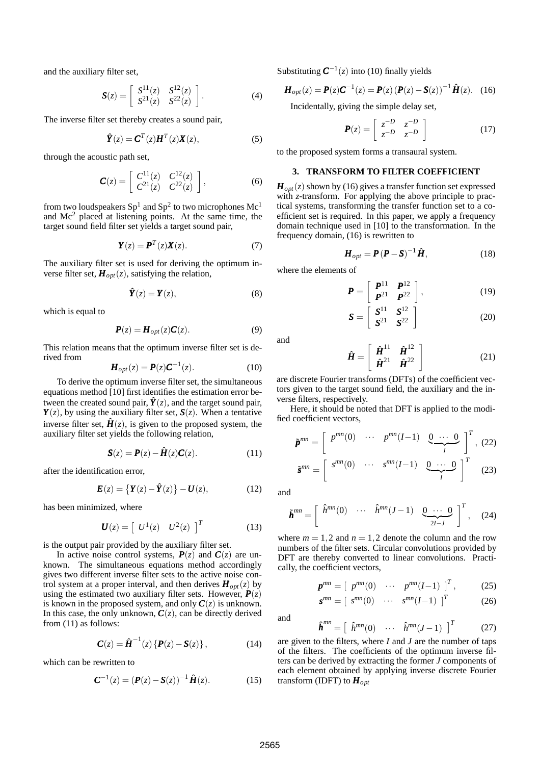and the auxiliary filter set,

$$\boldsymbol{S}(z) = \begin{bmatrix} S^{11}(z) & S^{12}(z) \\ S^{21}(z) & S^{22}(z) \end{bmatrix}. \tag{4}$$

The inverse filter set thereby creates a sound pair,

$$\hat{\boldsymbol{Y}}(z) = \boldsymbol{C}^T(z)\boldsymbol{H}^T(z)\boldsymbol{X}(z), \tag{5}$$

through the acoustic path set,

$$\boldsymbol{C}(z) = \begin{bmatrix} C^{11}(z) & C^{12}(z) \\ C^{21}(z) & C^{22}(z) \end{bmatrix}, \tag{6}$$

from two loudspeakers $\mathrm{Sp}^1$ and $\mathrm{Sp}^2$ to two microphones $\mathrm{Mc}^1$ and $\mathrm{Mc}^2$ placed at listening points. At the same time, the target sound field filter set yields a target sound pair,

$$\boldsymbol{Y}(z) = \boldsymbol{P}^T(z)\boldsymbol{X}(z). \tag{7}$$

The auxiliary filter set is used for deriving the optimum inverse filter set, $\boldsymbol{H}_{opt}(z)$, satisfying the relation,

$$\hat{\boldsymbol{Y}}(z) = \boldsymbol{Y}(z), \tag{8}$$

which is equal to

$$\boldsymbol{P}(z) = \boldsymbol{H}_{opt}(z)\boldsymbol{C}(z). \tag{9}$$

This relation means that the optimum inverse filter set is derived from

$$\boldsymbol{H}_{opt}(z) = \boldsymbol{P}(z)\boldsymbol{C}^{-1}(z). \tag{10}$$

To derive the optimum inverse filter set, the simultaneous equations method [10] first identifies the estimation error between the created sound pair, $\hat{\boldsymbol{Y}}(z)$, and the target sound pair, $\boldsymbol{Y}(z)$, by using the auxiliary filter set, $\boldsymbol{S}(z)$. When a tentative inverse filter set, $\hat{\boldsymbol{H}}(z)$, is given to the proposed system, the auxiliary filter set yields the following relation,

$$\boldsymbol{S}(z) = \boldsymbol{P}(z) - \hat{\boldsymbol{H}}(z)\boldsymbol{C}(z). \tag{11}$$

after the identification error,

$$\boldsymbol{E}(z) = \left\{\boldsymbol{Y}(z) - \hat{\boldsymbol{Y}}(z)\right\} - \boldsymbol{U}(z), \tag{12}$$

has been minimized, where

$$\boldsymbol{U}(z) = \begin{bmatrix} U^1(z) & U^2(z) \end{bmatrix}^T \tag{13}$$

is the output pair provided by the auxiliary filter set.

In active noise control systems, $\boldsymbol{P}(z)$ and $\boldsymbol{C}(z)$ are unknown. The simultaneous equations method accordingly gives two different inverse filter sets to the active noise control system at a proper interval, and then derives $\boldsymbol{H}_{opt}(z)$ by using the estimated two auxiliary filter sets. However, $\boldsymbol{P}(z)$ is known in the proposed system, and only $\boldsymbol{C}(z)$ is unknown. In this case, the only unknown, $\boldsymbol{C}(z)$, can be directly derived from (11) as follows:

$$\boldsymbol{C}(z) = \hat{\boldsymbol{H}}^{-1}(z)\left\{\boldsymbol{P}(z) - \boldsymbol{S}(z)\right\}, \tag{14}$$

which can be rewritten to

$$\boldsymbol{C}^{-1}(z) = \left(\boldsymbol{P}(z) - \boldsymbol{S}(z)\right)^{-1}\hat{\boldsymbol{H}}(z). \tag{15}$$

Substituting $\boldsymbol{C}^{-1}(z)$ into (10) finally yields

$$\boldsymbol{H}_{opt}(z) = \boldsymbol{P}(z)\boldsymbol{C}^{-1}(z) = \boldsymbol{P}(z)\left(\boldsymbol{P}(z) - \boldsymbol{S}(z)\right)^{-1}\hat{\boldsymbol{H}}(z). \tag{16}$$

Incidentally, giving the simple delay set,

$$\boldsymbol{P}(z) = \begin{bmatrix} z^{-D} & z^{-D} \\ z^{-D} & z^{-D} \end{bmatrix} \tag{17}$$

to the proposed system forms a transaural system.

## 3. TRANSFORM TO FILTER COEFFICIENT

$\boldsymbol{H}_{opt}(z)$ shown by (16) gives a transfer function set expressed with $z$-transform. For applying the above principle to practical systems, transforming the transfer function set to a coefficient set is required. In this paper, we apply a frequency domain technique used in [10] to the transformation. In the frequency domain, (16) is rewritten to

$$\boldsymbol{H}_{opt} = \boldsymbol{P}\left(\boldsymbol{P} - \boldsymbol{S}\right)^{-1}\hat{\boldsymbol{H}}, \tag{18}$$

where the elements of

$$\boldsymbol{P} = \begin{bmatrix} \boldsymbol{P}^{11} & \boldsymbol{P}^{12} \\ \boldsymbol{P}^{21} & \boldsymbol{P}^{22} \end{bmatrix}, \tag{19}$$

$$\boldsymbol{S} = \begin{bmatrix} \boldsymbol{S}^{11} & \boldsymbol{S}^{12} \\ \boldsymbol{S}^{21} & \boldsymbol{S}^{22} \end{bmatrix} \tag{20}$$

and

$$\hat{\boldsymbol{H}} = \begin{bmatrix} \hat{\boldsymbol{H}}^{11} & \hat{\boldsymbol{H}}^{12} \\ \hat{\boldsymbol{H}}^{21} & \hat{\boldsymbol{H}}^{22} \end{bmatrix} \tag{21}$$

are discrete Fourier transforms (DFTs) of the coefficient vectors given to the target sound field, the auxiliary and the inverse filters, respectively.

Here, it should be noted that DFT is applied to the modified coefficient vectors,

$$\tilde{\boldsymbol{p}}^{mn} = \begin{bmatrix} p^{mn}(0) & \cdots & p^{mn}(I-1) & \underbrace{0 \ \cdots \ 0}_{I} \end{bmatrix}^T, \tag{22}$$

$$\tilde{\boldsymbol{s}}^{mn} = \begin{bmatrix} s^{mn}(0) & \cdots & s^{mn}(I-1) & \underbrace{0 \ \cdots \ 0}_{I} \end{bmatrix}^T \tag{23}$$

and

$$\tilde{\boldsymbol{h}}^{mn} = \begin{bmatrix} \hat{h}^{mn}(0) & \cdots & \hat{h}^{mn}(J-1) & \underbrace{0 \ \cdots \ 0}_{2I-J} \end{bmatrix}^T, \tag{24}$$

where $m = 1, 2$ and $n = 1, 2$ denote the column and the row numbers of the filter sets. Circular convolutions provided by DFT are thereby converted to linear convolutions. Practically, the coefficient vectors,

$$\boldsymbol{p}^{mn} = \begin{bmatrix} p^{mn}(0) & \cdots & p^{mn}(I-1) \end{bmatrix}^T, \tag{25}$$

$$\boldsymbol{s}^{mn} = \begin{bmatrix} s^{mn}(0) & \cdots & s^{mn}(I-1) \end{bmatrix}^T \tag{26}$$

and

$$\hat{\boldsymbol{h}}^{mn} = \begin{bmatrix} \hat{h}^{mn}(0) & \cdots & \hat{h}^{mn}(J-1) \end{bmatrix}^T \tag{27}$$

are given to the filters, where $I$ and $J$ are the number of taps of the filters. The coefficients of the optimum inverse filters can be derived by extracting the former $J$ components of each element obtained by applying inverse discrete Fourier transform (IDFT) to $\boldsymbol{H}_{opt}$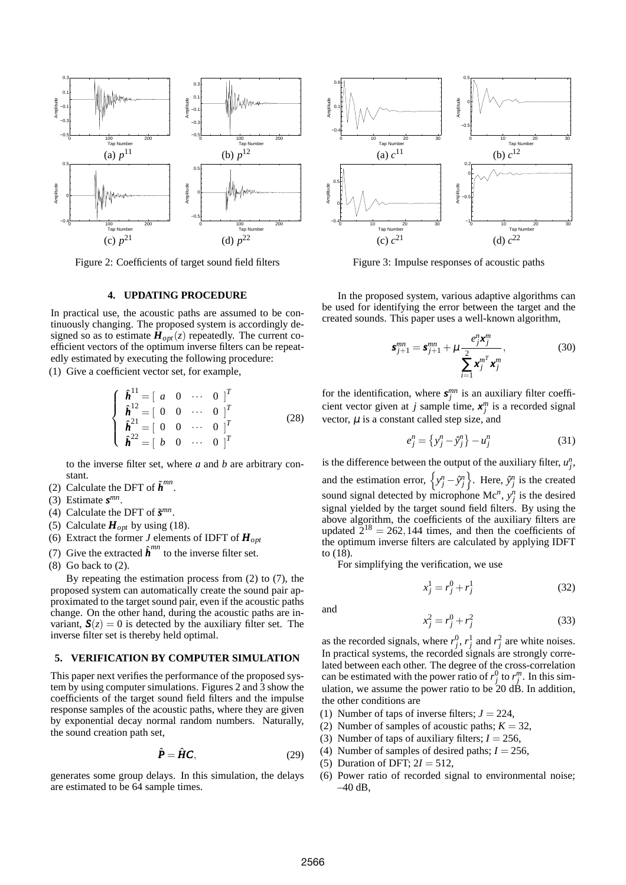0.3
0.1
−0.1
−0.3
−0.5
Amplitude
0
100
200
Tap Number
(a) $p^{11}$

0.3
0.1
−0.1
−0.3
−0.5
Amplitude
0
100
200
Tap Number
(b) $p^{12}$

0.5
0
−0.4
Amplitude
0
100
200
Tap Number
(c) $p^{21}$

0.5
0
−0.5
Amplitude
0
100
200
Tap Number
(d) $p^{22}$

Figure 2: Coefficients of target sound field filters

0.6
0.1
−0.4
Amplitude
0
10
20
30
Tap Number
(a) $c^{11}$

0.5
0
−0.5
Amplitude
0
10
20
30
Tap Number
(b) $c^{12}$

0.5
0
−0.4
Amplitude
0
10
20
30
Tap Number
(c) $c^{21}$

0.2
0
−0.5
−1
Amplitude
0
10
20
30
Tap Number
(d) $c^{22}$

Figure 3: Impulse responses of acoustic paths

## 4. UPDATING PROCEDURE

In practical use, the acoustic paths are assumed to be continuously changing. The proposed system is accordingly designed so as to estimate $\boldsymbol{H}_{opt}(z)$ repeatedly. The current coefficient vectors of the optimum inverse filters can be repeatedly estimated by executing the following procedure:

(1) Give a coefficient vector set, for example,

$$\begin{cases} \hat{\boldsymbol{h}}^{11} = [\ a \quad 0 \quad \cdots \quad 0\ ]^T \\ \hat{\boldsymbol{h}}^{12} = [\ 0 \quad 0 \quad \cdots \quad 0\ ]^T \\ \hat{\boldsymbol{h}}^{21} = [\ 0 \quad 0 \quad \cdots \quad 0\ ]^T \\ \hat{\boldsymbol{h}}^{22} = [\ b \quad 0 \quad \cdots \quad 0\ ]^T \end{cases} \tag{28}$$

to the inverse filter set, where $a$ and $b$ are arbitrary constant.

(2) Calculate the DFT of $\tilde{\boldsymbol{h}}^{mn}$.

(3) Estimate $\boldsymbol{s}^{mn}$.

(4) Calculate the DFT of $\tilde{\boldsymbol{s}}^{mn}$.

(5) Calculate $\boldsymbol{H}_{opt}$ by using (18).

(6) Extract the former $J$ elements of IDFT of $\boldsymbol{H}_{opt}$

(7) Give the extracted $\hat{\boldsymbol{h}}^{mn}$ to the inverse filter set.

(8) Go back to (2).

By repeating the estimation process from (2) to (7), the proposed system can automatically create the sound pair approximated to the target sound pair, even if the acoustic paths change. On the other hand, during the acoustic paths are invariant, $\boldsymbol{S}(z) = 0$ is detected by the auxiliary filter set. The inverse filter set is thereby held optimal.

## 5. VERIFICATION BY COMPUTER SIMULATION

This paper next verifies the performance of the proposed system by using computer simulations. Figures 2 and 3 show the coefficients of the target sound field filters and the impulse response samples of the acoustic paths, where they are given by exponential decay normal random numbers. Naturally, the sound creation path set,

$$\hat{\boldsymbol{P}} = \hat{\boldsymbol{H}}\boldsymbol{C}, \tag{29}$$

generates some group delays. In this simulation, the delays are estimated to be 64 sample times.

In the proposed system, various adaptive algorithms can be used for identifying the error between the target and the created sounds. This paper uses a well-known algorithm,

$$\boldsymbol{s}_{j+1}^{mn} = \boldsymbol{s}_{j+1}^{mn} + \mu \frac{e_j^n \boldsymbol{x}_j^m}{\sum_{i=1}^{2} \boldsymbol{x}_j^{m^T} \boldsymbol{x}_j^m}, \tag{30}$$

for the identification, where $\boldsymbol{s}_j^{mn}$ is an auxiliary filter coefficient vector given at $j$ sample time, $\boldsymbol{x}_j^m$ is a recorded signal vector, $\mu$ is a constant called step size, and

$$e_j^n = \left\{ y_j^n - \hat{y}_j^n \right\} - u_j^n \tag{31}$$

is the difference between the output of the auxiliary filter, $u_j^n$, and the estimation error, $\left\{ y_j^n - \hat{y}_j^n \right\}$. Here, $\hat{y}_j^n$ is the created sound signal detected by microphone $\text{Mc}^n$, $y_j^n$ is the desired signal yielded by the target sound field filters. By using the above algorithm, the coefficients of the auxiliary filters are updated $2^{18} = 262,144$ times, and then the coefficients of the optimum inverse filters are calculated by applying IDFT to (18).

For simplifying the verification, we use

$$x_j^1 = r_j^0 + r_j^1 \tag{32}$$

and

$$x_j^2 = r_j^0 + r_j^2 \tag{33}$$

as the recorded signals, where $r_j^0$, $r_j^1$ and $r_j^2$ are white noises. In practical systems, the recorded signals are strongly correlated between each other. The degree of the cross-correlation can be estimated with the power ratio of $r_j^0$ to $r_j^m$. In this simulation, we assume the power ratio to be 20 dB. In addition, the other conditions are

(1) Number of taps of inverse filters; $J = 224$,

(2) Number of samples of acoustic paths; $K = 32$,

(3) Number of taps of auxiliary filters; $I = 256$,

(4) Number of samples of desired paths; $I = 256$,

(5) Duration of DFT; $2I = 512$,

(6) Power ratio of recorded signal to environmental noise; –40 dB,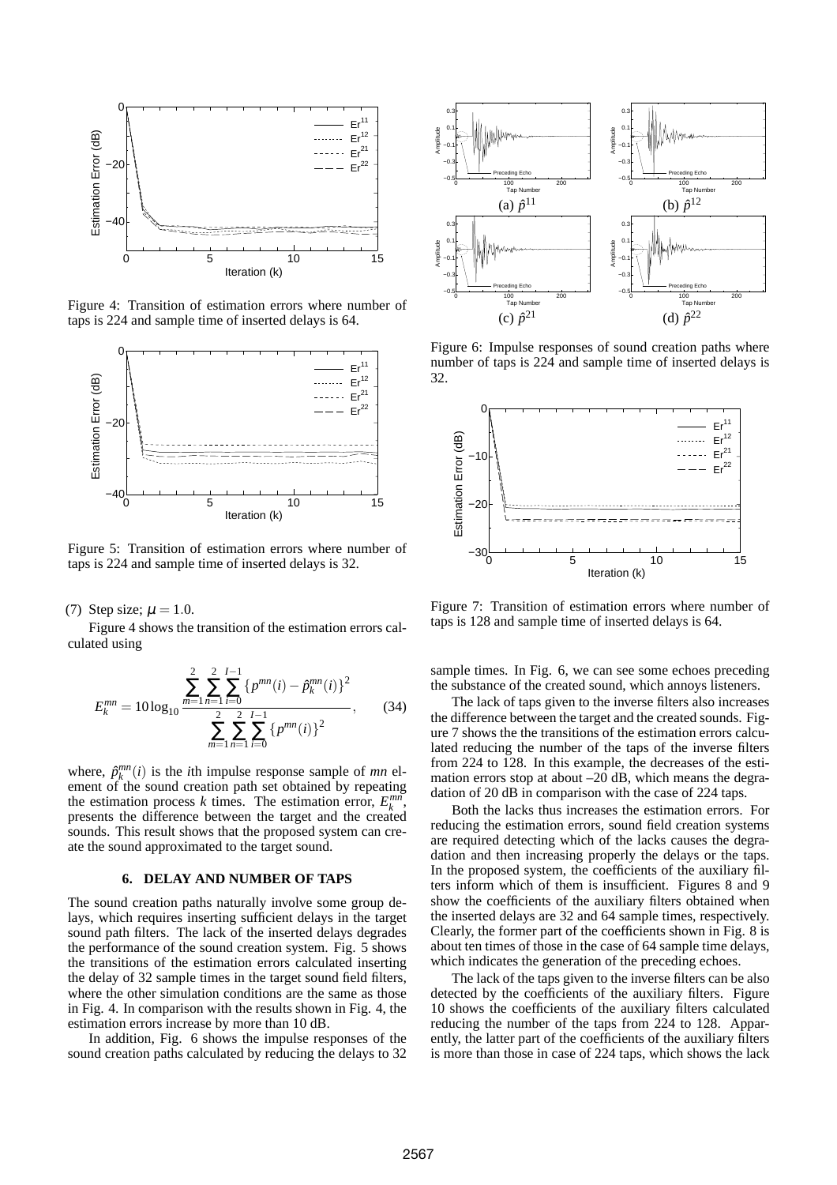0
−20
−40
0
5
10
15
Iteration (k)
Estimation Error (dB)
$Er^{11}$
$Er^{12}$
$Er^{21}$
$Er^{22}$

Figure 4: Transition of estimation errors where number of taps is 224 and sample time of inserted delays is 64.

0
−20
−40
0
5
10
15
Iteration (k)
Estimation Error (dB)
$Er^{11}$
$Er^{12}$
$Er^{21}$
$Er^{22}$

Figure 5: Transition of estimation errors where number of taps is 224 and sample time of inserted delays is 32.

(7) Step size; $\mu = 1.0$.

Figure 4 shows the transition of the estimation errors calculated using

$$E_k^{mn} = 10\log_{10}\frac{\sum_{m=1}^{2}\sum_{n=1}^{2}\sum_{i=0}^{I-1}\{p^{mn}(i)-\hat{p}_k^{mn}(i)\}^2}{\sum_{m=1}^{2}\sum_{n=1}^{2}\sum_{i=0}^{I-1}\{p^{mn}(i)\}^2}, \qquad (34)$$

where, $\hat{p}_k^{mn}(i)$ is the $i$th impulse response sample of $mn$ element of the sound creation path set obtained by repeating the estimation process $k$ times. The estimation error, $E_k^{mn}$, presents the difference between the target and the created sounds. This result shows that the proposed system can create the sound approximated to the target sound.

## 6. DELAY AND NUMBER OF TAPS

The sound creation paths naturally involve some group delays, which requires inserting sufficient delays in the target sound path filters. The lack of the inserted delays degrades the performance of the sound creation system. Fig. 5 shows the transitions of the estimation errors calculated inserting the delay of 32 sample times in the target sound field filters, where the other simulation conditions are the same as those in Fig. 4. In comparison with the results shown in Fig. 4, the estimation errors increase by more than 10 dB.

In addition, Fig. 6 shows the impulse responses of the sound creation paths calculated by reducing the delays to 32 sample times. In Fig. 6, we can see some echoes preceding the substance of the created sound, which annoys listeners.

0.3
0.1
−0.1
−0.3
−0.5
0
100
200
Tap Number
Amplitude
Preceding Echo
(a) $\hat{p}^{11}$
(b) $\hat{p}^{12}$
(c) $\hat{p}^{21}$
(d) $\hat{p}^{22}$

Figure 6: Impulse responses of sound creation paths where number of taps is 224 and sample time of inserted delays is 32.

0
−10
−20
−30
0
5
10
15
Iteration (k)
Estimation Error (dB)
$Er^{11}$
$Er^{12}$
$Er^{21}$
$Er^{22}$

Figure 7: Transition of estimation errors where number of taps is 128 and sample time of inserted delays is 64.

The lack of taps given to the inverse filters also increases the difference between the target and the created sounds. Figure 7 shows the the transitions of the estimation errors calculated reducing the number of the taps of the inverse filters from 224 to 128. In this example, the decreases of the estimation errors stop at about –20 dB, which means the degradation of 20 dB in comparison with the case of 224 taps.

Both the lacks thus increases the estimation errors. For reducing the estimation errors, sound field creation systems are required detecting which of the lacks causes the degradation and then increasing properly the delays or the taps. In the proposed system, the coefficients of the auxiliary filters inform which of them is insufficient. Figures 8 and 9 show the coefficients of the auxiliary filters obtained when the inserted delays are 32 and 64 sample times, respectively. Clearly, the former part of the coefficients shown in Fig. 8 is about ten times of those in the case of 64 sample time delays, which indicates the generation of the preceding echoes.

The lack of the taps given to the inverse filters can be also detected by the coefficients of the auxiliary filters. Figure 10 shows the coefficients of the auxiliary filters calculated reducing the number of the taps from 224 to 128. Apparently, the latter part of the coefficients of the auxiliary filters is more than those in case of 224 taps, which shows the lack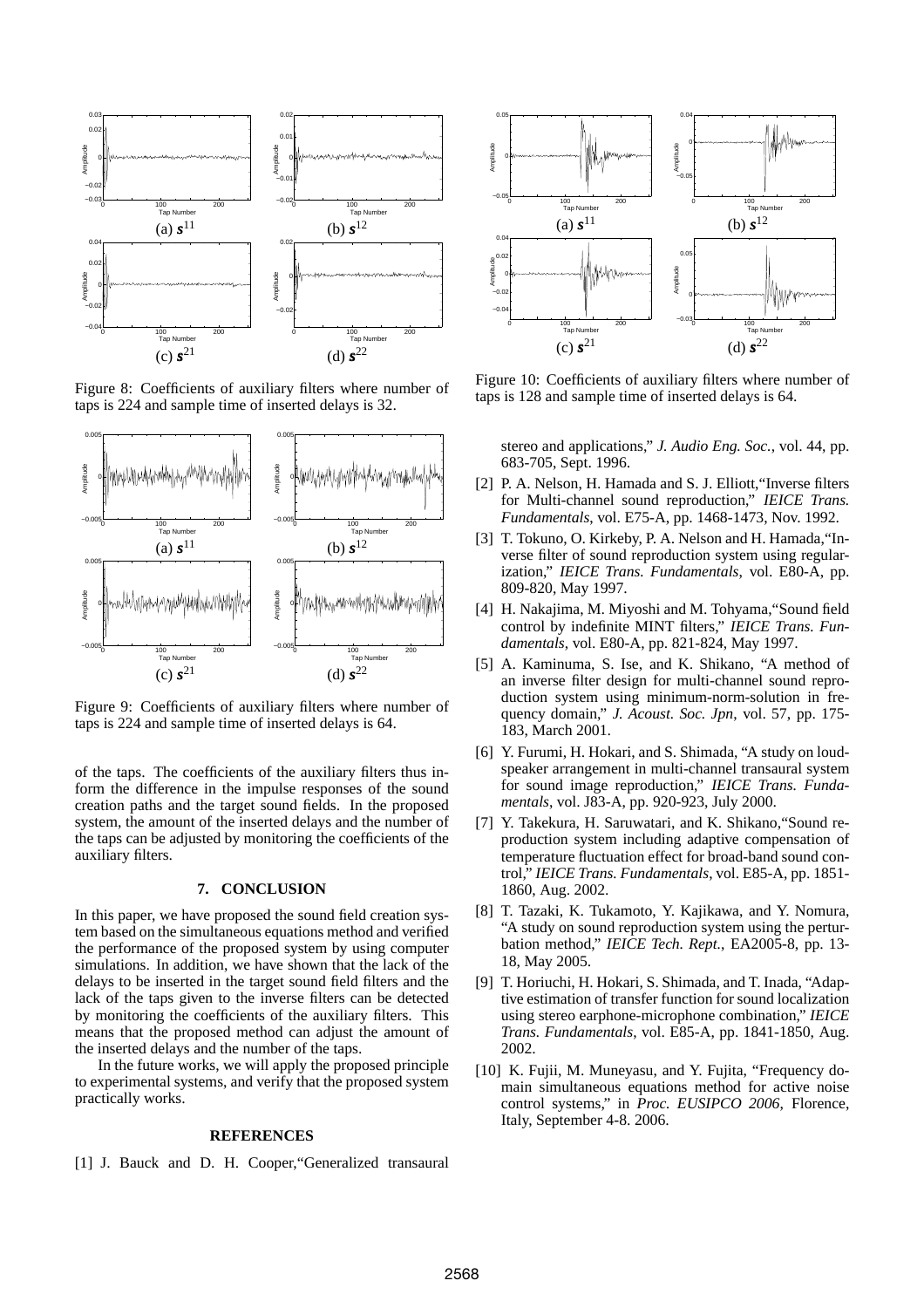0.03
0.02
0
−0.02
−0.03
Amplitude
0 100 200
Tap Number
(a) $\boldsymbol{s}^{11}$

0.02
0.01
0
−0.01
−0.02
Amplitude
0 100 200
Tap Number
(b) $\boldsymbol{s}^{12}$

0.04
0.02
0
−0.02
−0.04
Amplitude
0 100 200
Tap Number
(c) $\boldsymbol{s}^{21}$

0.02
0
−0.02
Amplitude
0 100 200
Tap Number
(d) $\boldsymbol{s}^{22}$

Figure 8: Coefficients of auxiliary filters where number of taps is 224 and sample time of inserted delays is 32.

0.005
0
−0.005
Amplitude
0 100 200
Tap Number
(a) $\boldsymbol{s}^{11}$

0.005
0
−0.005
Amplitude
0 100 200
Tap Number
(b) $\boldsymbol{s}^{12}$

0.005
0
−0.005
Amplitude
0 100 200
Tap Number
(c) $\boldsymbol{s}^{21}$

0.005
0
−0.005
Amplitude
0 100 200
Tap Number
(d) $\boldsymbol{s}^{22}$

Figure 9: Coefficients of auxiliary filters where number of taps is 224 and sample time of inserted delays is 64.

of the taps. The coefficients of the auxiliary filters thus inform the difference in the impulse responses of the sound creation paths and the target sound fields. In the proposed system, the amount of the inserted delays and the number of the taps can be adjusted by monitoring the coefficients of the auxiliary filters.

## 7. CONCLUSION

In this paper, we have proposed the sound field creation system based on the simultaneous equations method and verified the performance of the proposed system by using computer simulations. In addition, we have shown that the lack of the delays to be inserted in the target sound field filters and the lack of the taps given to the inverse filters can be detected by monitoring the coefficients of the auxiliary filters. This means that the proposed method can adjust the amount of the inserted delays and the number of the taps.

In the future works, we will apply the proposed principle to experimental systems, and verify that the proposed system practically works.

0.05
0
−0.05
Amplitude
0 100 200
Tap Number
(a) $\boldsymbol{s}^{11}$

0.04
0
−0.05
Amplitude
0 100 200
Tap Number
(b) $\boldsymbol{s}^{12}$

0.04
0.02
0
−0.02
−0.04
Amplitude
0 100 200
Tap Number
(c) $\boldsymbol{s}^{21}$

0.05
0
−0.03
Amplitude
0 100 200
Tap Number
(d) $\boldsymbol{s}^{22}$

Figure 10: Coefficients of auxiliary filters where number of taps is 128 and sample time of inserted delays is 64.

## REFERENCES

[1] J. Bauck and D. H. Cooper,"Generalized transaural stereo and applications," *J. Audio Eng. Soc.*, vol. 44, pp. 683-705, Sept. 1996.

[2] P. A. Nelson, H. Hamada and S. J. Elliott,"Inverse filters for Multi-channel sound reproduction," *IEICE Trans. Fundamentals*, vol. E75-A, pp. 1468-1473, Nov. 1992.

[3] T. Tokuno, O. Kirkeby, P. A. Nelson and H. Hamada,"Inverse filter of sound reproduction system using regularization," *IEICE Trans. Fundamentals*, vol. E80-A, pp. 809-820, May 1997.

[4] H. Nakajima, M. Miyoshi and M. Tohyama,"Sound field control by indefinite MINT filters," *IEICE Trans. Fundamentals*, vol. E80-A, pp. 821-824, May 1997.

[5] A. Kaminuma, S. Ise, and K. Shikano, "A method of an inverse filter design for multi-channel sound reproduction system using minimum-norm-solution in frequency domain," *J. Acoust. Soc. Jpn*, vol. 57, pp. 175-183, March 2001.

[6] Y. Furumi, H. Hokari, and S. Shimada, "A study on loudspeaker arrangement in multi-channel transaural system for sound image reproduction," *IEICE Trans. Fundamentals*, vol. J83-A, pp. 920-923, July 2000.

[7] Y. Takekura, H. Saruwatari, and K. Shikano,"Sound reproduction system including adaptive compensation of temperature fluctuation effect for broad-band sound control," *IEICE Trans. Fundamentals*, vol. E85-A, pp. 1851-1860, Aug. 2002.

[8] T. Tazaki, K. Tukamoto, Y. Kajikawa, and Y. Nomura, "A study on sound reproduction system using the perturbation method," *IEICE Tech. Rept.*, EA2005-8, pp. 13-18, May 2005.

[9] T. Horiuchi, H. Hokari, S. Shimada, and T. Inada, "Adaptive estimation of transfer function for sound localization using stereo earphone-microphone combination," *IEICE Trans. Fundamentals*, vol. E85-A, pp. 1841-1850, Aug. 2002.

[10] K. Fujii, M. Muneyasu, and Y. Fujita, "Frequency domain simultaneous equations method for active noise control systems," in *Proc. EUSIPCO 2006*, Florence, Italy, September 4-8. 2006.